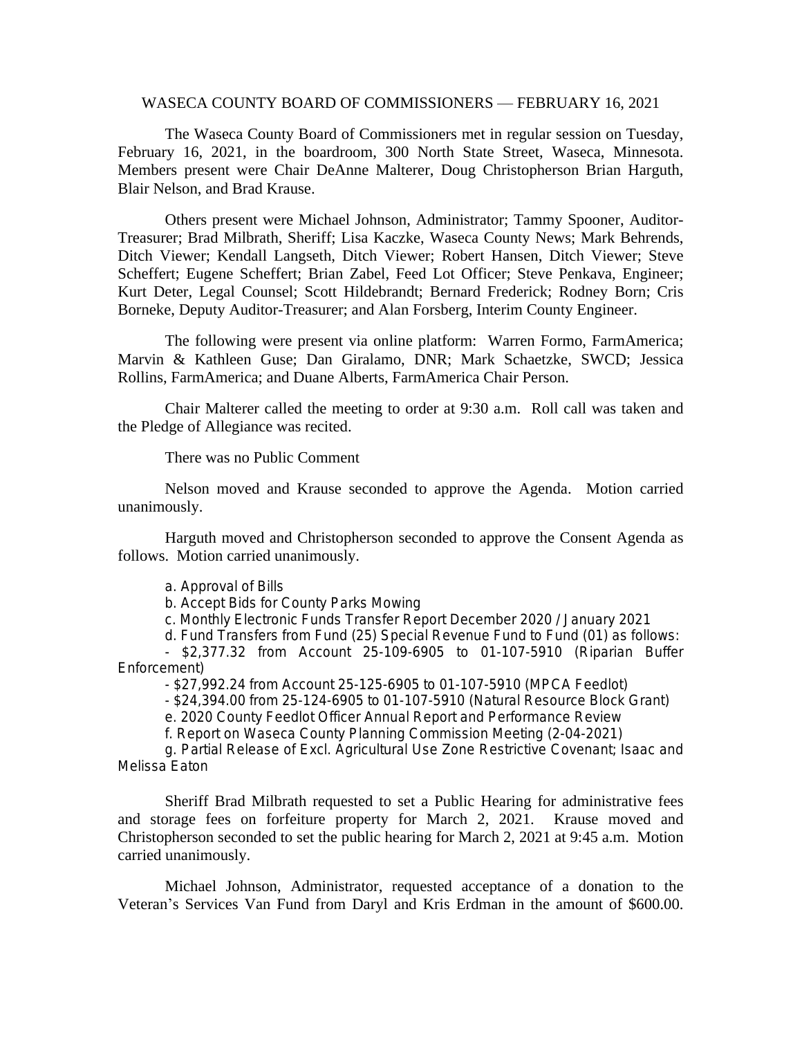# WASECA COUNTY BOARD OF COMMISSIONERS — FEBRUARY 16, 2021

The Waseca County Board of Commissioners met in regular session on Tuesday, February 16, 2021, in the boardroom, 300 North State Street, Waseca, Minnesota. Members present were Chair DeAnne Malterer, Doug Christopherson Brian Harguth, Blair Nelson, and Brad Krause.

Others present were Michael Johnson, Administrator; Tammy Spooner, Auditor-Treasurer; Brad Milbrath, Sheriff; Lisa Kaczke, Waseca County News; Mark Behrends, Ditch Viewer; Kendall Langseth, Ditch Viewer; Robert Hansen, Ditch Viewer; Steve Scheffert; Eugene Scheffert; Brian Zabel, Feed Lot Officer; Steve Penkava, Engineer; Kurt Deter, Legal Counsel; Scott Hildebrandt; Bernard Frederick; Rodney Born; Cris Borneke, Deputy Auditor-Treasurer; and Alan Forsberg, Interim County Engineer.

The following were present via online platform: Warren Formo, FarmAmerica; Marvin & Kathleen Guse; Dan Giralamo, DNR; Mark Schaetzke, SWCD; Jessica Rollins, FarmAmerica; and Duane Alberts, FarmAmerica Chair Person.

Chair Malterer called the meeting to order at 9:30 a.m. Roll call was taken and the Pledge of Allegiance was recited.

There was no Public Comment

Nelson moved and Krause seconded to approve the Agenda. Motion carried unanimously.

Harguth moved and Christopherson seconded to approve the Consent Agenda as follows. Motion carried unanimously.

a. Approval of Bills

b. Accept Bids for County Parks Mowing

c. Monthly Electronic Funds Transfer Report December 2020 / January 2021

d. Fund Transfers from Fund (25) Special Revenue Fund to Fund (01) as follows:

- $2,377.32 from Account 25-109-6905 to 01-107-5910 (Riparian Buffer Enforcement)
- $27,992.24 from Account 25-125-6905 to 01-107-5910 (MPCA Feedlot)
- $24,394.00 from 25-124-6905 to 01-107-5910 (Natural Resource Block Grant)

e. 2020 County Feedlot Officer Annual Report and Performance Review

f. Report on Waseca County Planning Commission Meeting (2-04-2021)

g. Partial Release of Excl. Agricultural Use Zone Restrictive Covenant; Isaac and Melissa Eaton

Sheriff Brad Milbrath requested to set a Public Hearing for administrative fees and storage fees on forfeiture property for March 2, 2021. Krause moved and Christopherson seconded to set the public hearing for March 2, 2021 at 9:45 a.m. Motion carried unanimously.

Michael Johnson, Administrator, requested acceptance of a donation to the Veteran's Services Van Fund from Daryl and Kris Erdman in the amount of $600.00.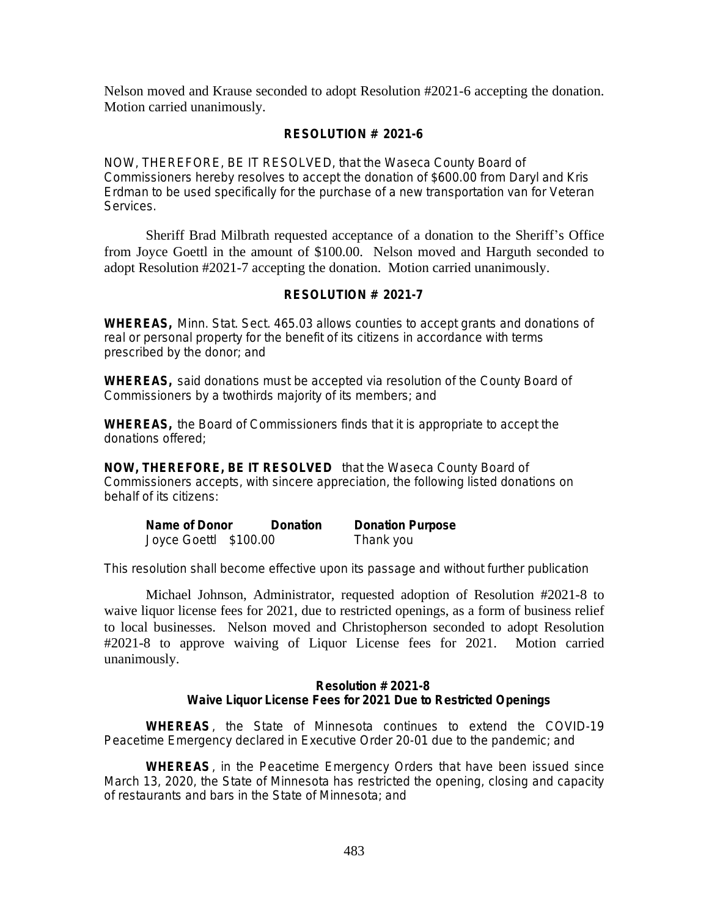Nelson moved and Krause seconded to adopt Resolution #2021-6 accepting the donation. Motion carried unanimously.

**RESOLUTION # 2021-6**

NOW, THEREFORE, BE IT RESOLVED, that the Waseca County Board of Commissioners hereby resolves to accept the donation of $600.00 from Daryl and Kris Erdman to be used specifically for the purchase of a new transportation van for Veteran Services.

Sheriff Brad Milbrath requested acceptance of a donation to the Sheriff's Office from Joyce Goettl in the amount of $100.00. Nelson moved and Harguth seconded to adopt Resolution #2021-7 accepting the donation. Motion carried unanimously.

**RESOLUTION # 2021-7**

**WHEREAS,** Minn. Stat. Sect. 465.03 allows counties to accept grants and donations of real or personal property for the benefit of its citizens in accordance with terms prescribed by the donor; and

**WHEREAS,** said donations must be accepted via resolution of the County Board of Commissioners by a twothirds majority of its members; and

**WHEREAS,** the Board of Commissioners finds that it is appropriate to accept the donations offered;

**NOW, THEREFORE, BE IT RESOLVED** that the Waseca County Board of Commissioners accepts, with sincere appreciation, the following listed donations on behalf of its citizens:

| Name of Donor | Donation | Donation Purpose |
|---|---|---|
| Joyce Goettl | $100.00 | Thank you |

This resolution shall become effective upon its passage and without further publication

Michael Johnson, Administrator, requested adoption of Resolution #2021-8 to waive liquor license fees for 2021, due to restricted openings, as a form of business relief to local businesses. Nelson moved and Christopherson seconded to adopt Resolution #2021-8 to approve waiving of Liquor License fees for 2021. Motion carried unanimously.

**Resolution # 2021-8**
**Waive Liquor License Fees for 2021 Due to Restricted Openings**

**WHEREAS**, the State of Minnesota continues to extend the COVID-19 Peacetime Emergency declared in Executive Order 20-01 due to the pandemic; and

**WHEREAS**, in the Peacetime Emergency Orders that have been issued since March 13, 2020, the State of Minnesota has restricted the opening, closing and capacity of restaurants and bars in the State of Minnesota; and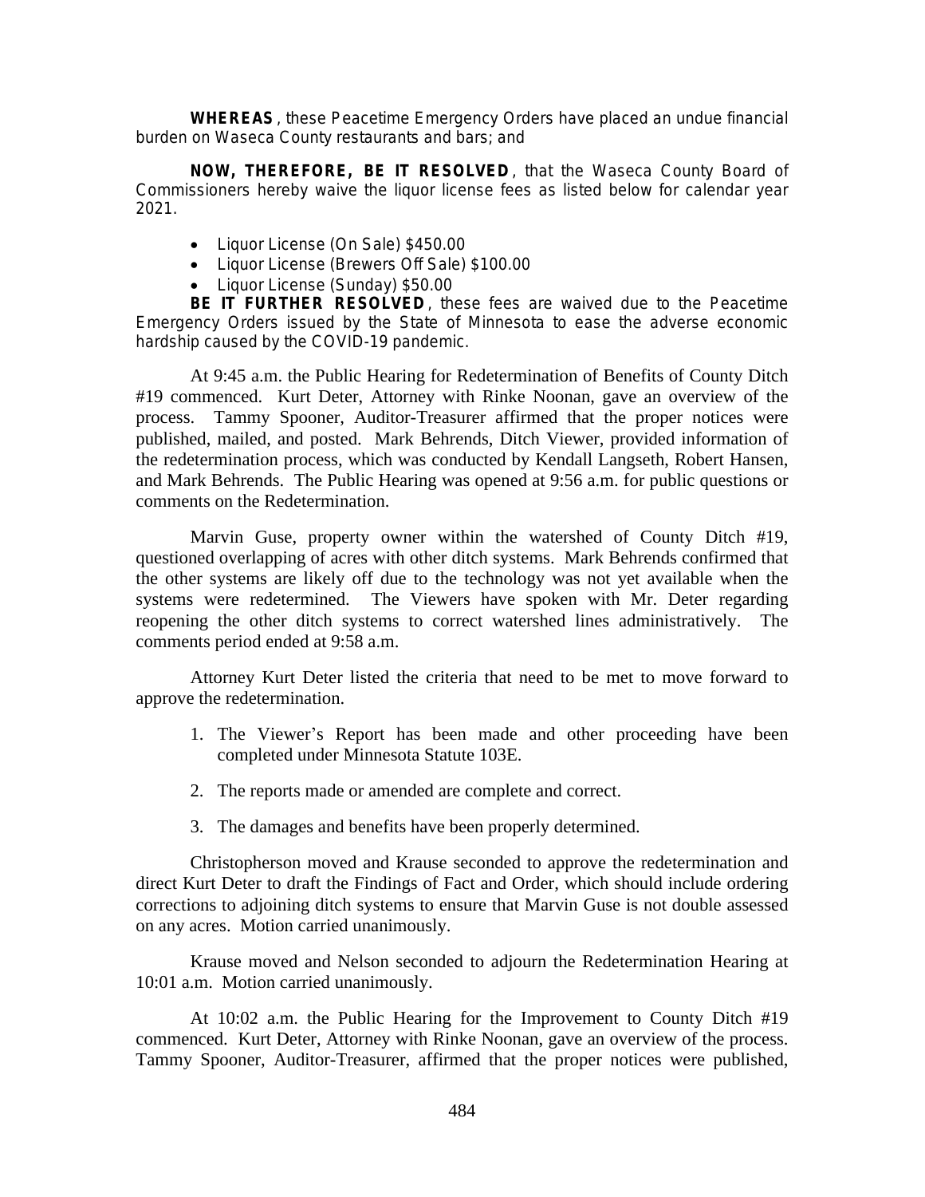**WHEREAS**, these Peacetime Emergency Orders have placed an undue financial burden on Waseca County restaurants and bars; and

**NOW, THEREFORE, BE IT RESOLVED**, that the Waseca County Board of Commissioners hereby waive the liquor license fees as listed below for calendar year 2021.

- Liquor License (On Sale) $450.00
- Liquor License (Brewers Off Sale) $100.00
- Liquor License (Sunday) $50.00

**BE IT FURTHER RESOLVED**, these fees are waived due to the Peacetime Emergency Orders issued by the State of Minnesota to ease the adverse economic hardship caused by the COVID-19 pandemic.

At 9:45 a.m. the Public Hearing for Redetermination of Benefits of County Ditch #19 commenced. Kurt Deter, Attorney with Rinke Noonan, gave an overview of the process. Tammy Spooner, Auditor-Treasurer affirmed that the proper notices were published, mailed, and posted. Mark Behrends, Ditch Viewer, provided information of the redetermination process, which was conducted by Kendall Langseth, Robert Hansen, and Mark Behrends. The Public Hearing was opened at 9:56 a.m. for public questions or comments on the Redetermination.

Marvin Guse, property owner within the watershed of County Ditch #19, questioned overlapping of acres with other ditch systems. Mark Behrends confirmed that the other systems are likely off due to the technology was not yet available when the systems were redetermined. The Viewers have spoken with Mr. Deter regarding reopening the other ditch systems to correct watershed lines administratively. The comments period ended at 9:58 a.m.

Attorney Kurt Deter listed the criteria that need to be met to move forward to approve the redetermination.

1. The Viewer's Report has been made and other proceeding have been completed under Minnesota Statute 103E.
2. The reports made or amended are complete and correct.
3. The damages and benefits have been properly determined.

Christopherson moved and Krause seconded to approve the redetermination and direct Kurt Deter to draft the Findings of Fact and Order, which should include ordering corrections to adjoining ditch systems to ensure that Marvin Guse is not double assessed on any acres. Motion carried unanimously.

Krause moved and Nelson seconded to adjourn the Redetermination Hearing at 10:01 a.m. Motion carried unanimously.

At 10:02 a.m. the Public Hearing for the Improvement to County Ditch #19 commenced. Kurt Deter, Attorney with Rinke Noonan, gave an overview of the process. Tammy Spooner, Auditor-Treasurer, affirmed that the proper notices were published,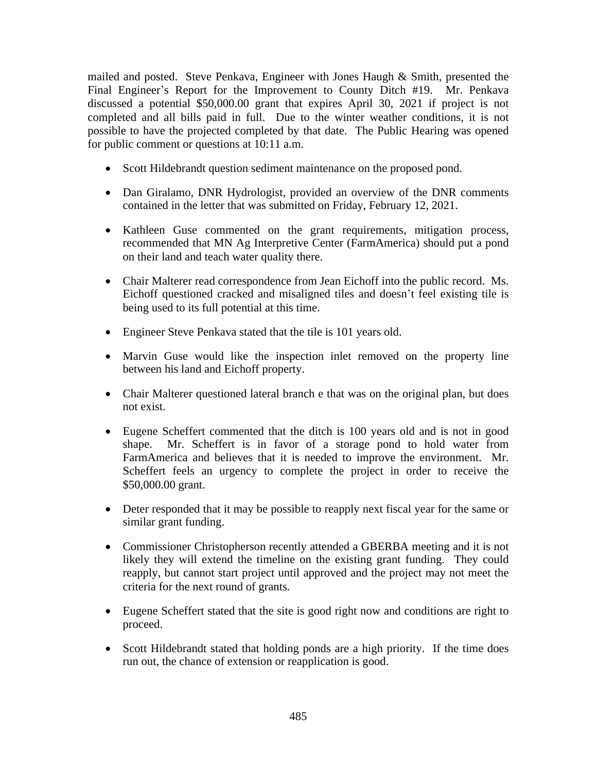mailed and posted. Steve Penkava, Engineer with Jones Haugh & Smith, presented the Final Engineer's Report for the Improvement to County Ditch #19. Mr. Penkava discussed a potential $50,000.00 grant that expires April 30, 2021 if project is not completed and all bills paid in full. Due to the winter weather conditions, it is not possible to have the projected completed by that date. The Public Hearing was opened for public comment or questions at 10:11 a.m.

- Scott Hildebrandt question sediment maintenance on the proposed pond.
- Dan Giralamo, DNR Hydrologist, provided an overview of the DNR comments contained in the letter that was submitted on Friday, February 12, 2021.
- Kathleen Guse commented on the grant requirements, mitigation process, recommended that MN Ag Interpretive Center (FarmAmerica) should put a pond on their land and teach water quality there.
- Chair Malterer read correspondence from Jean Eichoff into the public record. Ms. Eichoff questioned cracked and misaligned tiles and doesn't feel existing tile is being used to its full potential at this time.
- Engineer Steve Penkava stated that the tile is 101 years old.
- Marvin Guse would like the inspection inlet removed on the property line between his land and Eichoff property.
- Chair Malterer questioned lateral branch e that was on the original plan, but does not exist.
- Eugene Scheffert commented that the ditch is 100 years old and is not in good shape. Mr. Scheffert is in favor of a storage pond to hold water from FarmAmerica and believes that it is needed to improve the environment. Mr. Scheffert feels an urgency to complete the project in order to receive the $50,000.00 grant.
- Deter responded that it may be possible to reapply next fiscal year for the same or similar grant funding.
- Commissioner Christopherson recently attended a GBERBA meeting and it is not likely they will extend the timeline on the existing grant funding. They could reapply, but cannot start project until approved and the project may not meet the criteria for the next round of grants.
- Eugene Scheffert stated that the site is good right now and conditions are right to proceed.
- Scott Hildebrandt stated that holding ponds are a high priority. If the time does run out, the chance of extension or reapplication is good.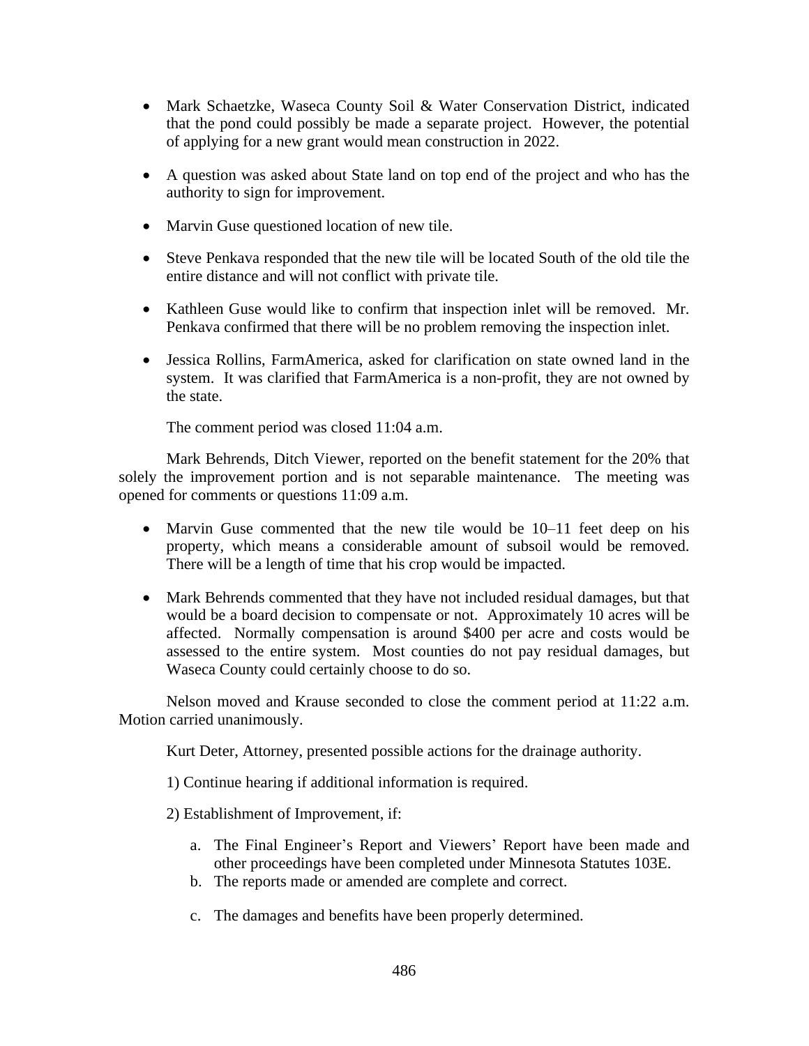- Mark Schaetzke, Waseca County Soil & Water Conservation District, indicated that the pond could possibly be made a separate project. However, the potential of applying for a new grant would mean construction in 2022.

- A question was asked about State land on top end of the project and who has the authority to sign for improvement.

- Marvin Guse questioned location of new tile.

- Steve Penkava responded that the new tile will be located South of the old tile the entire distance and will not conflict with private tile.

- Kathleen Guse would like to confirm that inspection inlet will be removed. Mr. Penkava confirmed that there will be no problem removing the inspection inlet.

- Jessica Rollins, FarmAmerica, asked for clarification on state owned land in the system. It was clarified that FarmAmerica is a non-profit, they are not owned by the state.

The comment period was closed 11:04 a.m.

Mark Behrends, Ditch Viewer, reported on the benefit statement for the 20% that solely the improvement portion and is not separable maintenance. The meeting was opened for comments or questions 11:09 a.m.

- Marvin Guse commented that the new tile would be 10–11 feet deep on his property, which means a considerable amount of subsoil would be removed. There will be a length of time that his crop would be impacted.

- Mark Behrends commented that they have not included residual damages, but that would be a board decision to compensate or not. Approximately 10 acres will be affected. Normally compensation is around $400 per acre and costs would be assessed to the entire system. Most counties do not pay residual damages, but Waseca County could certainly choose to do so.

Nelson moved and Krause seconded to close the comment period at 11:22 a.m. Motion carried unanimously.

Kurt Deter, Attorney, presented possible actions for the drainage authority.

1) Continue hearing if additional information is required.

2) Establishment of Improvement, if:

   a. The Final Engineer's Report and Viewers' Report have been made and other proceedings have been completed under Minnesota Statutes 103E.
   b. The reports made or amended are complete and correct.
   c. The damages and benefits have been properly determined.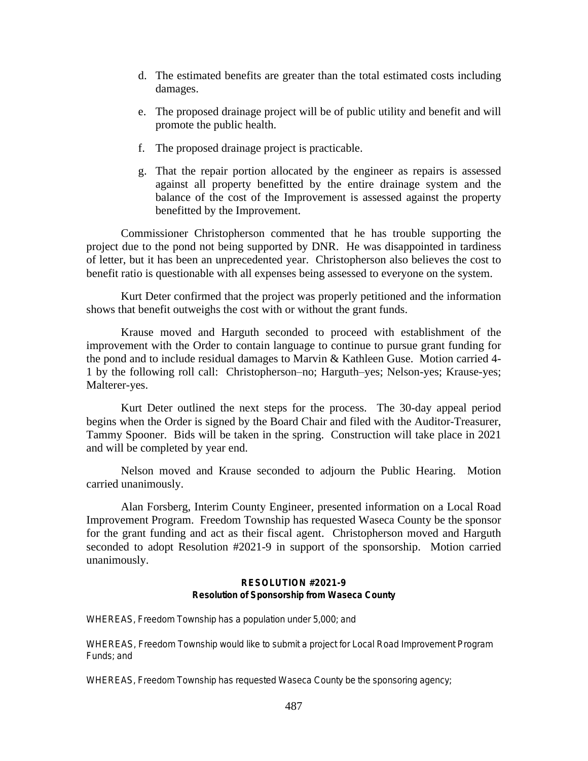d. The estimated benefits are greater than the total estimated costs including damages.

e. The proposed drainage project will be of public utility and benefit and will promote the public health.

f. The proposed drainage project is practicable.

g. That the repair portion allocated by the engineer as repairs is assessed against all property benefitted by the entire drainage system and the balance of the cost of the Improvement is assessed against the property benefitted by the Improvement.

Commissioner Christopherson commented that he has trouble supporting the project due to the pond not being supported by DNR. He was disappointed in tardiness of letter, but it has been an unprecedented year. Christopherson also believes the cost to benefit ratio is questionable with all expenses being assessed to everyone on the system.

Kurt Deter confirmed that the project was properly petitioned and the information shows that benefit outweighs the cost with or without the grant funds.

Krause moved and Harguth seconded to proceed with establishment of the improvement with the Order to contain language to continue to pursue grant funding for the pond and to include residual damages to Marvin & Kathleen Guse. Motion carried 4-1 by the following roll call: Christopherson–no; Harguth–yes; Nelson-yes; Krause-yes; Malterer-yes.

Kurt Deter outlined the next steps for the process. The 30-day appeal period begins when the Order is signed by the Board Chair and filed with the Auditor-Treasurer, Tammy Spooner. Bids will be taken in the spring. Construction will take place in 2021 and will be completed by year end.

Nelson moved and Krause seconded to adjourn the Public Hearing. Motion carried unanimously.

Alan Forsberg, Interim County Engineer, presented information on a Local Road Improvement Program. Freedom Township has requested Waseca County be the sponsor for the grant funding and act as their fiscal agent. Christopherson moved and Harguth seconded to adopt Resolution #2021-9 in support of the sponsorship. Motion carried unanimously.

**RESOLUTION #2021-9**
**Resolution of Sponsorship from Waseca County**

WHEREAS, Freedom Township has a population under 5,000; and

WHEREAS, Freedom Township would like to submit a project for Local Road Improvement Program Funds; and

WHEREAS, Freedom Township has requested Waseca County be the sponsoring agency;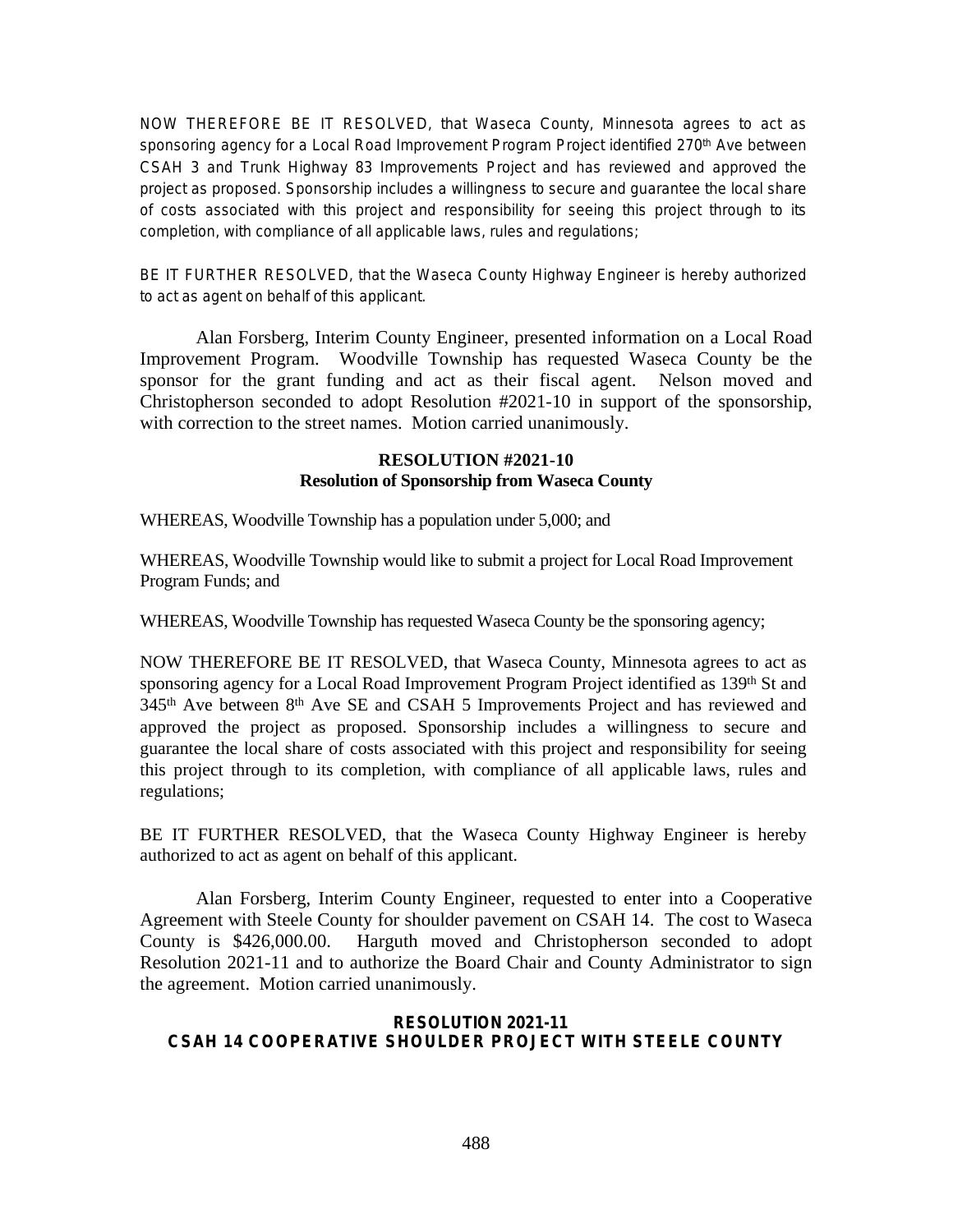NOW THEREFORE BE IT RESOLVED, that Waseca County, Minnesota agrees to act as sponsoring agency for a Local Road Improvement Program Project identified 270th Ave between CSAH 3 and Trunk Highway 83 Improvements Project and has reviewed and approved the project as proposed. Sponsorship includes a willingness to secure and guarantee the local share of costs associated with this project and responsibility for seeing this project through to its completion, with compliance of all applicable laws, rules and regulations;

BE IT FURTHER RESOLVED, that the Waseca County Highway Engineer is hereby authorized to act as agent on behalf of this applicant.

Alan Forsberg, Interim County Engineer, presented information on a Local Road Improvement Program. Woodville Township has requested Waseca County be the sponsor for the grant funding and act as their fiscal agent. Nelson moved and Christopherson seconded to adopt Resolution #2021-10 in support of the sponsorship, with correction to the street names. Motion carried unanimously.

**RESOLUTION #2021-10**
**Resolution of Sponsorship from Waseca County**

WHEREAS, Woodville Township has a population under 5,000; and

WHEREAS, Woodville Township would like to submit a project for Local Road Improvement Program Funds; and

WHEREAS, Woodville Township has requested Waseca County be the sponsoring agency;

NOW THEREFORE BE IT RESOLVED, that Waseca County, Minnesota agrees to act as sponsoring agency for a Local Road Improvement Program Project identified as 139th St and 345th Ave between 8th Ave SE and CSAH 5 Improvements Project and has reviewed and approved the project as proposed. Sponsorship includes a willingness to secure and guarantee the local share of costs associated with this project and responsibility for seeing this project through to its completion, with compliance of all applicable laws, rules and regulations;

BE IT FURTHER RESOLVED, that the Waseca County Highway Engineer is hereby authorized to act as agent on behalf of this applicant.

Alan Forsberg, Interim County Engineer, requested to enter into a Cooperative Agreement with Steele County for shoulder pavement on CSAH 14. The cost to Waseca County is $426,000.00. Harguth moved and Christopherson seconded to adopt Resolution 2021-11 and to authorize the Board Chair and County Administrator to sign the agreement. Motion carried unanimously.

**RESOLUTION 2021-11**
**CSAH 14 COOPERATIVE SHOULDER PROJECT WITH STEELE COUNTY**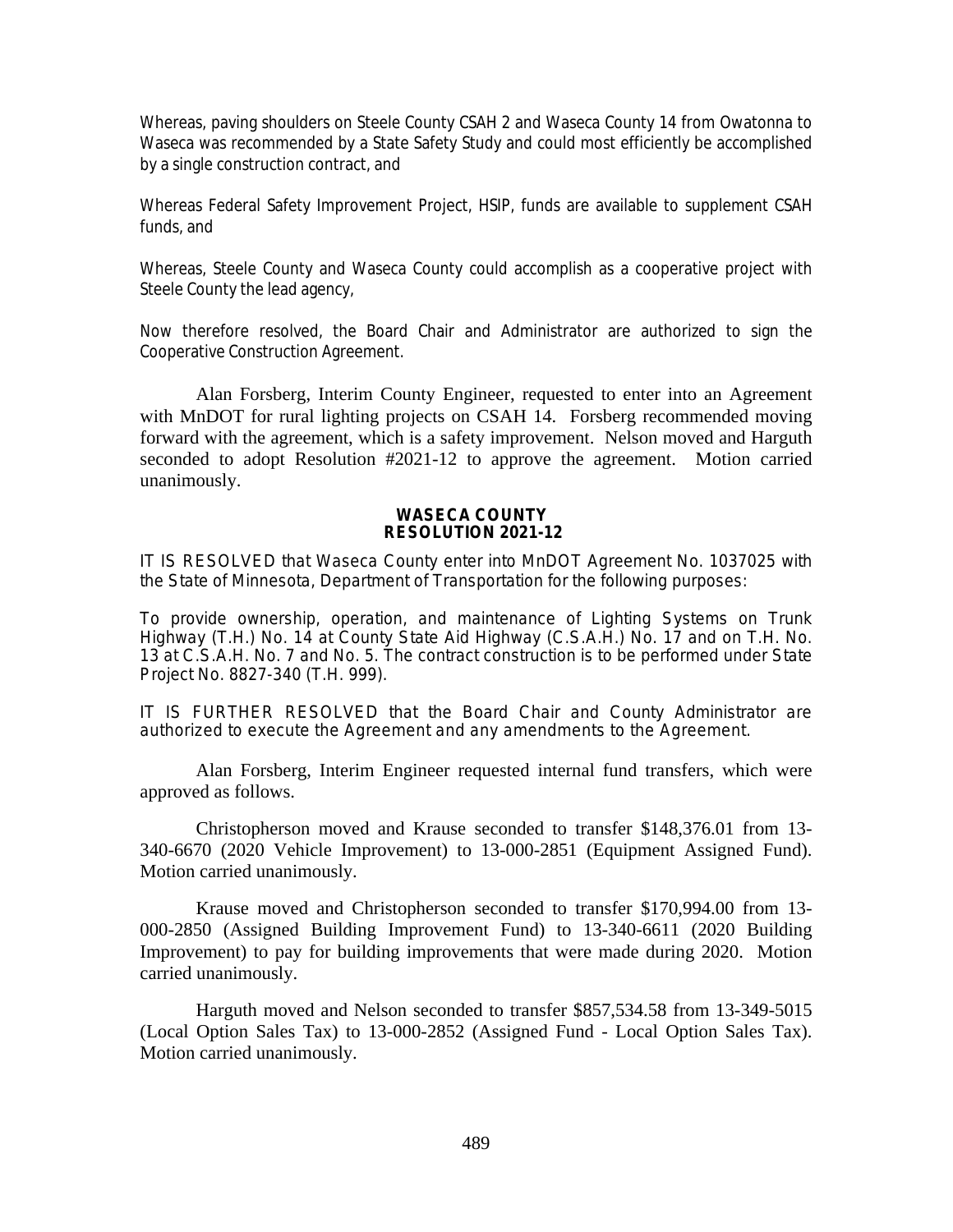Whereas, paving shoulders on Steele County CSAH 2 and Waseca County 14 from Owatonna to Waseca was recommended by a State Safety Study and could most efficiently be accomplished by a single construction contract, and

Whereas Federal Safety Improvement Project, HSIP, funds are available to supplement CSAH funds, and

Whereas, Steele County and Waseca County could accomplish as a cooperative project with Steele County the lead agency,

Now therefore resolved, the Board Chair and Administrator are authorized to sign the Cooperative Construction Agreement.

Alan Forsberg, Interim County Engineer, requested to enter into an Agreement with MnDOT for rural lighting projects on CSAH 14. Forsberg recommended moving forward with the agreement, which is a safety improvement. Nelson moved and Harguth seconded to adopt Resolution #2021-12 to approve the agreement. Motion carried unanimously.

**WASECA COUNTY**
**RESOLUTION 2021-12**

IT IS RESOLVED that Waseca County enter into MnDOT Agreement No. 1037025 with the State of Minnesota, Department of Transportation for the following purposes:

To provide ownership, operation, and maintenance of Lighting Systems on Trunk Highway (T.H.) No. 14 at County State Aid Highway (C.S.A.H.) No. 17 and on T.H. No. 13 at C.S.A.H. No. 7 and No. 5. The contract construction is to be performed under State Project No. 8827-340 (T.H. 999).

IT IS FURTHER RESOLVED that the Board Chair and County Administrator are authorized to execute the Agreement and any amendments to the Agreement.

Alan Forsberg, Interim Engineer requested internal fund transfers, which were approved as follows.

Christopherson moved and Krause seconded to transfer $148,376.01 from 13-340-6670 (2020 Vehicle Improvement) to 13-000-2851 (Equipment Assigned Fund). Motion carried unanimously.

Krause moved and Christopherson seconded to transfer $170,994.00 from 13-000-2850 (Assigned Building Improvement Fund) to 13-340-6611 (2020 Building Improvement) to pay for building improvements that were made during 2020. Motion carried unanimously.

Harguth moved and Nelson seconded to transfer $857,534.58 from 13-349-5015 (Local Option Sales Tax) to 13-000-2852 (Assigned Fund - Local Option Sales Tax). Motion carried unanimously.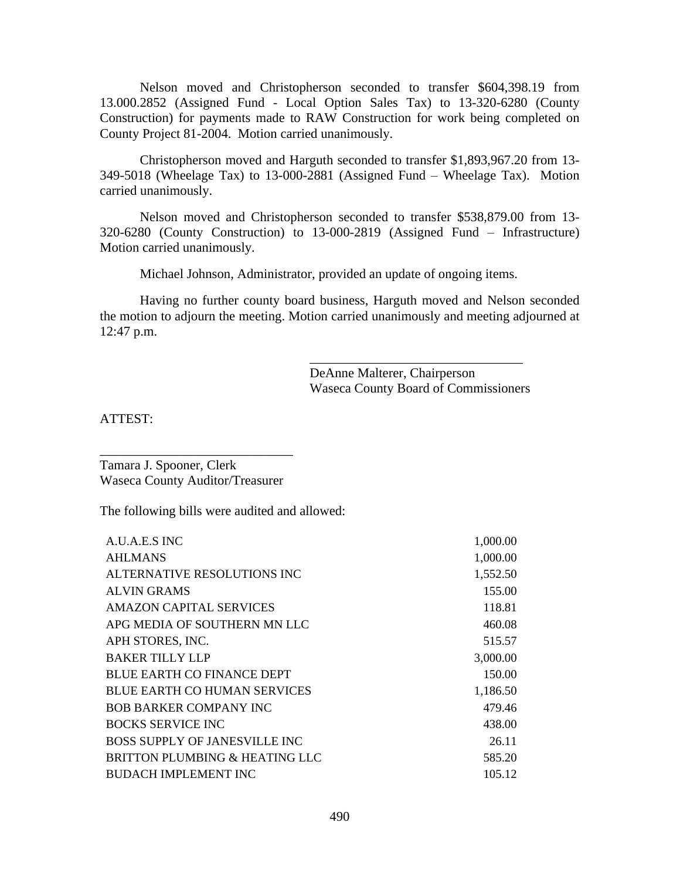Nelson moved and Christopherson seconded to transfer $604,398.19 from 13.000.2852 (Assigned Fund - Local Option Sales Tax) to 13-320-6280 (County Construction) for payments made to RAW Construction for work being completed on County Project 81-2004. Motion carried unanimously.

Christopherson moved and Harguth seconded to transfer $1,893,967.20 from 13-349-5018 (Wheelage Tax) to 13-000-2881 (Assigned Fund – Wheelage Tax). Motion carried unanimously.

Nelson moved and Christopherson seconded to transfer $538,879.00 from 13-320-6280 (County Construction) to 13-000-2819 (Assigned Fund – Infrastructure) Motion carried unanimously.

Michael Johnson, Administrator, provided an update of ongoing items.

Having no further county board business, Harguth moved and Nelson seconded the motion to adjourn the meeting. Motion carried unanimously and meeting adjourned at 12:47 p.m.

\_\_\_\_\_\_\_\_\_\_\_\_\_\_\_\_\_\_\_\_\_\_\_\_\_\_\_\_\_\_\_\_
DeAnne Malterer, Chairperson
Waseca County Board of Commissioners

ATTEST:

\_\_\_\_\_\_\_\_\_\_\_\_\_\_\_\_\_\_\_\_\_\_\_\_\_\_\_\_\_\_
Tamara J. Spooner, Clerk
Waseca County Auditor/Treasurer

The following bills were audited and allowed:

| | |
|---|---:|
| A.U.A.E.S INC | 1,000.00 |
| AHLMANS | 1,000.00 |
| ALTERNATIVE RESOLUTIONS INC | 1,552.50 |
| ALVIN GRAMS | 155.00 |
| AMAZON CAPITAL SERVICES | 118.81 |
| APG MEDIA OF SOUTHERN MN LLC | 460.08 |
| APH STORES, INC. | 515.57 |
| BAKER TILLY LLP | 3,000.00 |
| BLUE EARTH CO FINANCE DEPT | 150.00 |
| BLUE EARTH CO HUMAN SERVICES | 1,186.50 |
| BOB BARKER COMPANY INC | 479.46 |
| BOCKS SERVICE INC | 438.00 |
| BOSS SUPPLY OF JANESVILLE INC | 26.11 |
| BRITTON PLUMBING & HEATING LLC | 585.20 |
| BUDACH IMPLEMENT INC | 105.12 |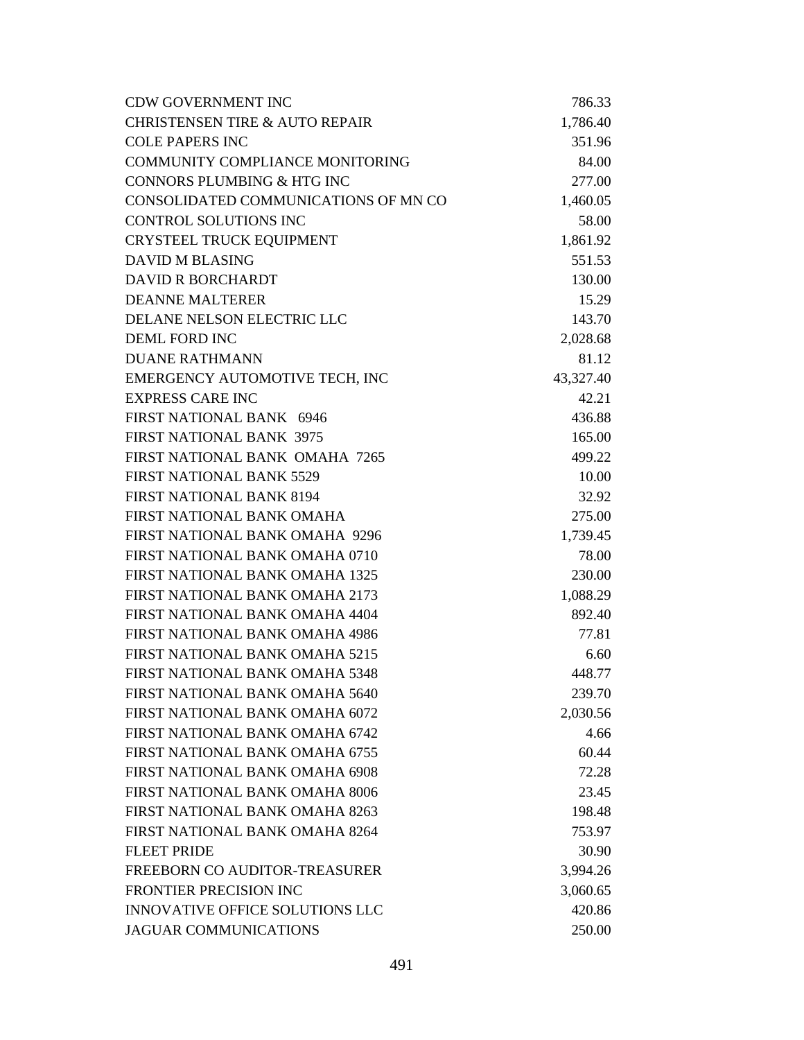| | |
|---|---|
| CDW GOVERNMENT INC | 786.33 |
| CHRISTENSEN TIRE & AUTO REPAIR | 1,786.40 |
| COLE PAPERS INC | 351.96 |
| COMMUNITY COMPLIANCE MONITORING | 84.00 |
| CONNORS PLUMBING & HTG INC | 277.00 |
| CONSOLIDATED COMMUNICATIONS OF MN CO | 1,460.05 |
| CONTROL SOLUTIONS INC | 58.00 |
| CRYSTEEL TRUCK EQUIPMENT | 1,861.92 |
| DAVID M BLASING | 551.53 |
| DAVID R BORCHARDT | 130.00 |
| DEANNE MALTERER | 15.29 |
| DELANE NELSON ELECTRIC LLC | 143.70 |
| DEML FORD INC | 2,028.68 |
| DUANE RATHMANN | 81.12 |
| EMERGENCY AUTOMOTIVE TECH, INC | 43,327.40 |
| EXPRESS CARE INC | 42.21 |
| FIRST NATIONAL BANK 6946 | 436.88 |
| FIRST NATIONAL BANK 3975 | 165.00 |
| FIRST NATIONAL BANK OMAHA 7265 | 499.22 |
| FIRST NATIONAL BANK 5529 | 10.00 |
| FIRST NATIONAL BANK 8194 | 32.92 |
| FIRST NATIONAL BANK OMAHA | 275.00 |
| FIRST NATIONAL BANK OMAHA 9296 | 1,739.45 |
| FIRST NATIONAL BANK OMAHA 0710 | 78.00 |
| FIRST NATIONAL BANK OMAHA 1325 | 230.00 |
| FIRST NATIONAL BANK OMAHA 2173 | 1,088.29 |
| FIRST NATIONAL BANK OMAHA 4404 | 892.40 |
| FIRST NATIONAL BANK OMAHA 4986 | 77.81 |
| FIRST NATIONAL BANK OMAHA 5215 | 6.60 |
| FIRST NATIONAL BANK OMAHA 5348 | 448.77 |
| FIRST NATIONAL BANK OMAHA 5640 | 239.70 |
| FIRST NATIONAL BANK OMAHA 6072 | 2,030.56 |
| FIRST NATIONAL BANK OMAHA 6742 | 4.66 |
| FIRST NATIONAL BANK OMAHA 6755 | 60.44 |
| FIRST NATIONAL BANK OMAHA 6908 | 72.28 |
| FIRST NATIONAL BANK OMAHA 8006 | 23.45 |
| FIRST NATIONAL BANK OMAHA 8263 | 198.48 |
| FIRST NATIONAL BANK OMAHA 8264 | 753.97 |
| FLEET PRIDE | 30.90 |
| FREEBORN CO AUDITOR-TREASURER | 3,994.26 |
| FRONTIER PRECISION INC | 3,060.65 |
| INNOVATIVE OFFICE SOLUTIONS LLC | 420.86 |
| JAGUAR COMMUNICATIONS | 250.00 |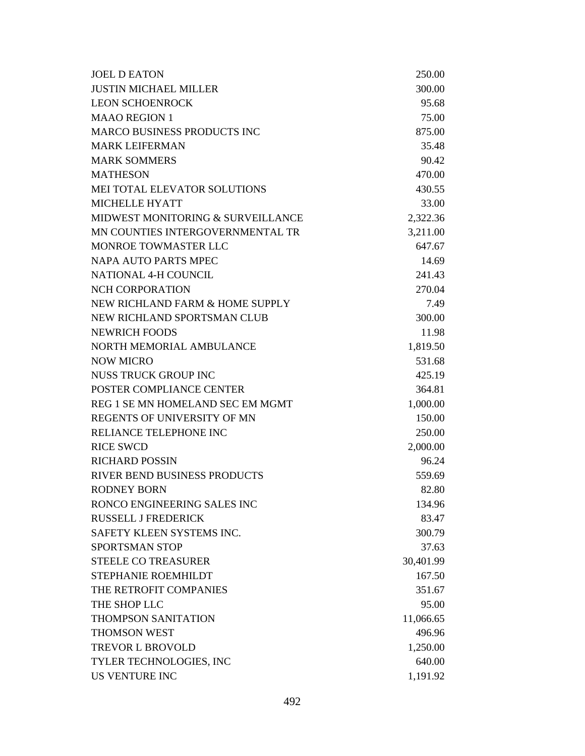| | |
|---|---|
| JOEL D EATON | 250.00 |
| JUSTIN MICHAEL MILLER | 300.00 |
| LEON SCHOENROCK | 95.68 |
| MAAO REGION 1 | 75.00 |
| MARCO BUSINESS PRODUCTS INC | 875.00 |
| MARK LEIFERMAN | 35.48 |
| MARK SOMMERS | 90.42 |
| MATHESON | 470.00 |
| MEI TOTAL ELEVATOR SOLUTIONS | 430.55 |
| MICHELLE HYATT | 33.00 |
| MIDWEST MONITORING & SURVEILLANCE | 2,322.36 |
| MN COUNTIES INTERGOVERNMENTAL TR | 3,211.00 |
| MONROE TOWMASTER LLC | 647.67 |
| NAPA AUTO PARTS MPEC | 14.69 |
| NATIONAL 4-H COUNCIL | 241.43 |
| NCH CORPORATION | 270.04 |
| NEW RICHLAND FARM & HOME SUPPLY | 7.49 |
| NEW RICHLAND SPORTSMAN CLUB | 300.00 |
| NEWRICH FOODS | 11.98 |
| NORTH MEMORIAL AMBULANCE | 1,819.50 |
| NOW MICRO | 531.68 |
| NUSS TRUCK GROUP INC | 425.19 |
| POSTER COMPLIANCE CENTER | 364.81 |
| REG 1 SE MN HOMELAND SEC EM MGMT | 1,000.00 |
| REGENTS OF UNIVERSITY OF MN | 150.00 |
| RELIANCE TELEPHONE INC | 250.00 |
| RICE SWCD | 2,000.00 |
| RICHARD POSSIN | 96.24 |
| RIVER BEND BUSINESS PRODUCTS | 559.69 |
| RODNEY BORN | 82.80 |
| RONCO ENGINEERING SALES INC | 134.96 |
| RUSSELL J FREDERICK | 83.47 |
| SAFETY KLEEN SYSTEMS INC. | 300.79 |
| SPORTSMAN STOP | 37.63 |
| STEELE CO TREASURER | 30,401.99 |
| STEPHANIE ROEMHILDT | 167.50 |
| THE RETROFIT COMPANIES | 351.67 |
| THE SHOP LLC | 95.00 |
| THOMPSON SANITATION | 11,066.65 |
| THOMSON WEST | 496.96 |
| TREVOR L BROVOLD | 1,250.00 |
| TYLER TECHNOLOGIES, INC | 640.00 |
| US VENTURE INC | 1,191.92 |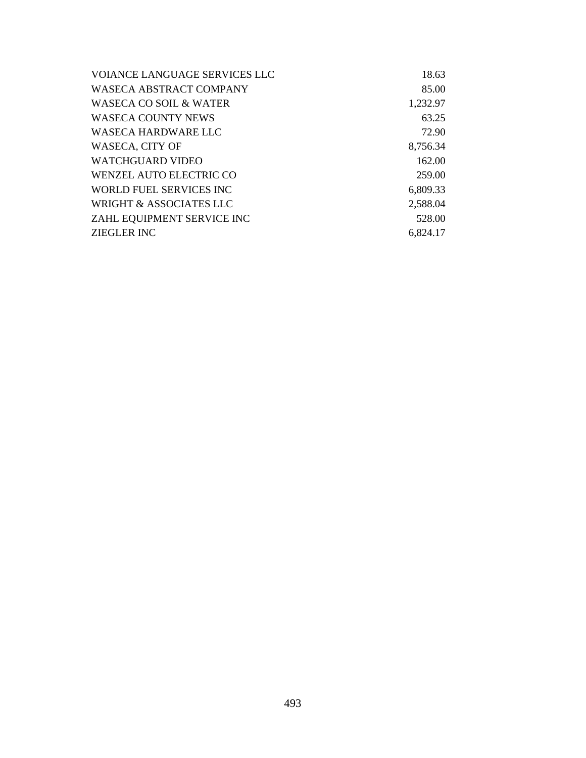| | |
|---|---|
| VOIANCE LANGUAGE SERVICES LLC | 18.63 |
| WASECA ABSTRACT COMPANY | 85.00 |
| WASECA CO SOIL & WATER | 1,232.97 |
| WASECA COUNTY NEWS | 63.25 |
| WASECA HARDWARE LLC | 72.90 |
| WASECA, CITY OF | 8,756.34 |
| WATCHGUARD VIDEO | 162.00 |
| WENZEL AUTO ELECTRIC CO | 259.00 |
| WORLD FUEL SERVICES INC | 6,809.33 |
| WRIGHT & ASSOCIATES LLC | 2,588.04 |
| ZAHL EQUIPMENT SERVICE INC | 528.00 |
| ZIEGLER INC | 6,824.17 |